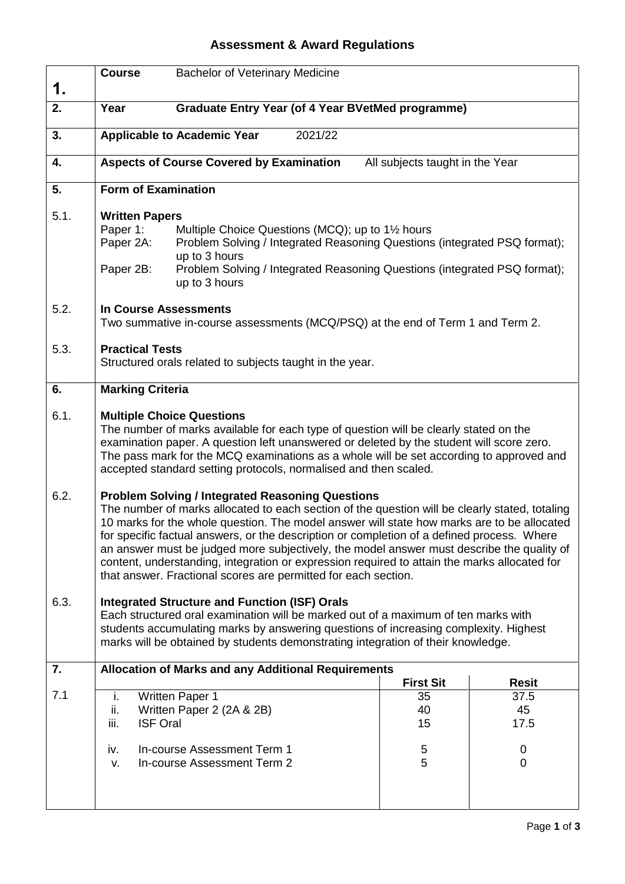# Assessment & Award Regulations

**1.** **Course** Bachelor of Veterinary Medicine

**2.** **Year** **Graduate Entry Year (of 4 Year BVetMed programme)**

**3.** **Applicable to Academic Year** 2021/22

**4.** **Aspects of Course Covered by Examination** All subjects taught in the Year

**5.** **Form of Examination**

5.1. **Written Papers**

Paper 1: Multiple Choice Questions (MCQ); up to 1½ hours

Paper 2A: Problem Solving / Integrated Reasoning Questions (integrated PSQ format); up to 3 hours

Paper 2B: Problem Solving / Integrated Reasoning Questions (integrated PSQ format); up to 3 hours

5.2. **In Course Assessments**

Two summative in-course assessments (MCQ/PSQ) at the end of Term 1 and Term 2.

5.3. **Practical Tests**

Structured orals related to subjects taught in the year.

**6.** **Marking Criteria**

6.1. **Multiple Choice Questions**

The number of marks available for each type of question will be clearly stated on the examination paper. A question left unanswered or deleted by the student will score zero. The pass mark for the MCQ examinations as a whole will be set according to approved and accepted standard setting protocols, normalised and then scaled.

6.2. **Problem Solving / Integrated Reasoning Questions**

The number of marks allocated to each section of the question will be clearly stated, totaling 10 marks for the whole question. The model answer will state how marks are to be allocated for specific factual answers, or the description or completion of a defined process. Where an answer must be judged more subjectively, the model answer must describe the quality of content, understanding, integration or expression required to attain the marks allocated for that answer. Fractional scores are permitted for each section.

6.3. **Integrated Structure and Function (ISF) Orals**

Each structured oral examination will be marked out of a maximum of ten marks with students accumulating marks by answering questions of increasing complexity. Highest marks will be obtained by students demonstrating integration of their knowledge.

**7.** **Allocation of Marks and any Additional Requirements**

7.1

| | **First Sit** | **Resit** |
|---|---|---|
| i. Written Paper 1 | 35 | 37.5 |
| ii. Written Paper 2 (2A & 2B) | 40 | 45 |
| iii. ISF Oral | 15 | 17.5 |
| iv. In-course Assessment Term 1 | 5 | 0 |
| v. In-course Assessment Term 2 | 5 | 0 |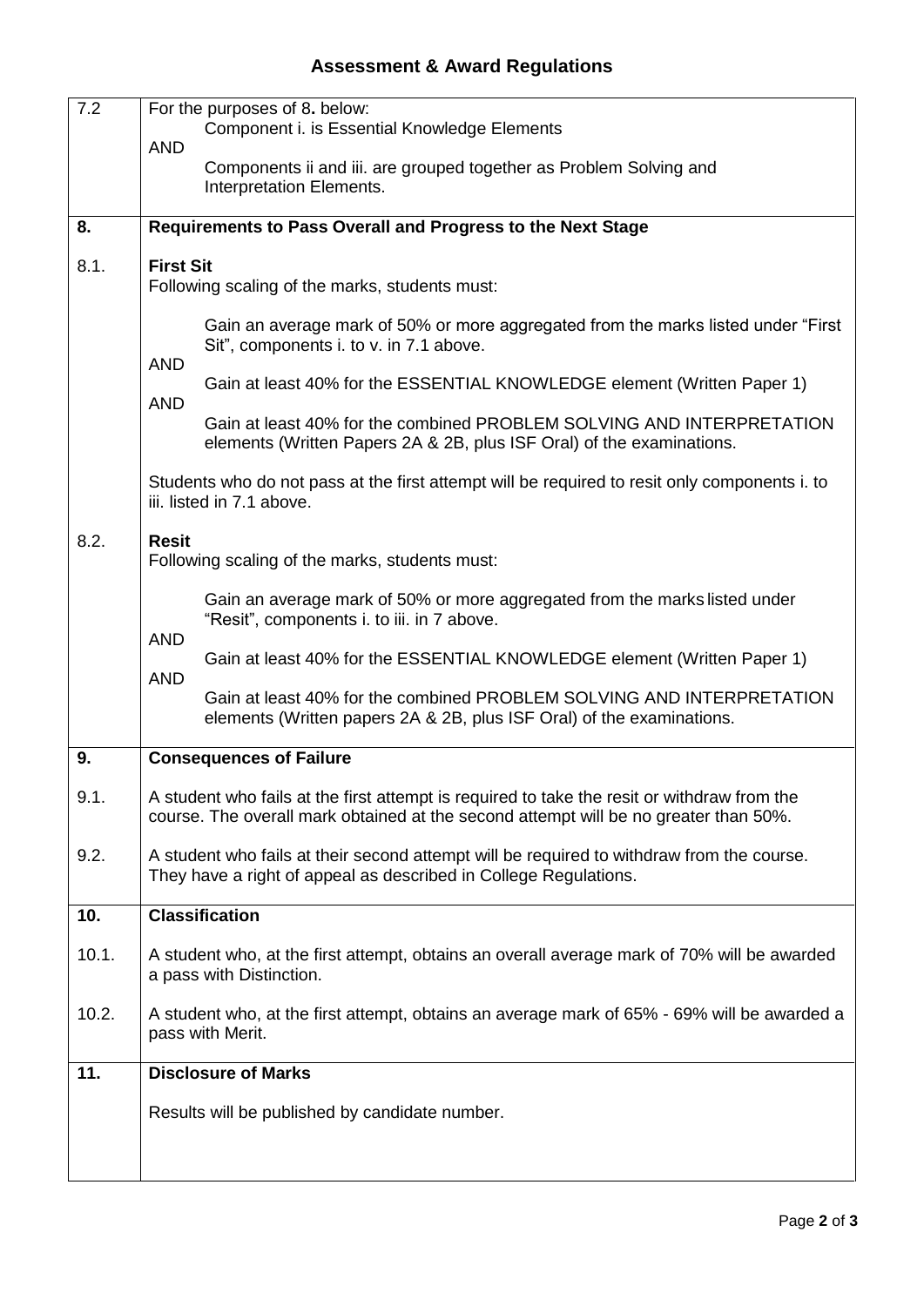# Assessment & Award Regulations

| | |
|---|---|
| 7.2 | For the purposes of 8**.** below:<br>Component i. is Essential Knowledge Elements<br>AND<br>Components ii and iii. are grouped together as Problem Solving and Interpretation Elements. |
| **8.** | **Requirements to Pass Overall and Progress to the Next Stage** |
| 8.1. | **First Sit**<br>Following scaling of the marks, students must:<br>Gain an average mark of 50% or more aggregated from the marks listed under "First Sit", components i. to v. in 7.1 above.<br>AND<br>Gain at least 40% for the ESSENTIAL KNOWLEDGE element (Written Paper 1)<br>AND<br>Gain at least 40% for the combined PROBLEM SOLVING AND INTERPRETATION elements (Written Papers 2A & 2B, plus ISF Oral) of the examinations.<br>Students who do not pass at the first attempt will be required to resit only components i. to iii. listed in 7.1 above. |
| 8.2. | **Resit**<br>Following scaling of the marks, students must:<br>Gain an average mark of 50% or more aggregated from the marks listed under "Resit", components i. to iii. in 7 above.<br>AND<br>Gain at least 40% for the ESSENTIAL KNOWLEDGE element (Written Paper 1)<br>AND<br>Gain at least 40% for the combined PROBLEM SOLVING AND INTERPRETATION elements (Written papers 2A & 2B, plus ISF Oral) of the examinations. |
| **9.** | **Consequences of Failure** |
| 9.1. | A student who fails at the first attempt is required to take the resit or withdraw from the course. The overall mark obtained at the second attempt will be no greater than 50%. |
| 9.2. | A student who fails at their second attempt will be required to withdraw from the course. They have a right of appeal as described in College Regulations. |
| **10.** | **Classification** |
| 10.1. | A student who, at the first attempt, obtains an overall average mark of 70% will be awarded a pass with Distinction. |
| 10.2. | A student who, at the first attempt, obtains an average mark of 65% - 69% will be awarded a pass with Merit. |
| **11.** | **Disclosure of Marks**<br>Results will be published by candidate number. |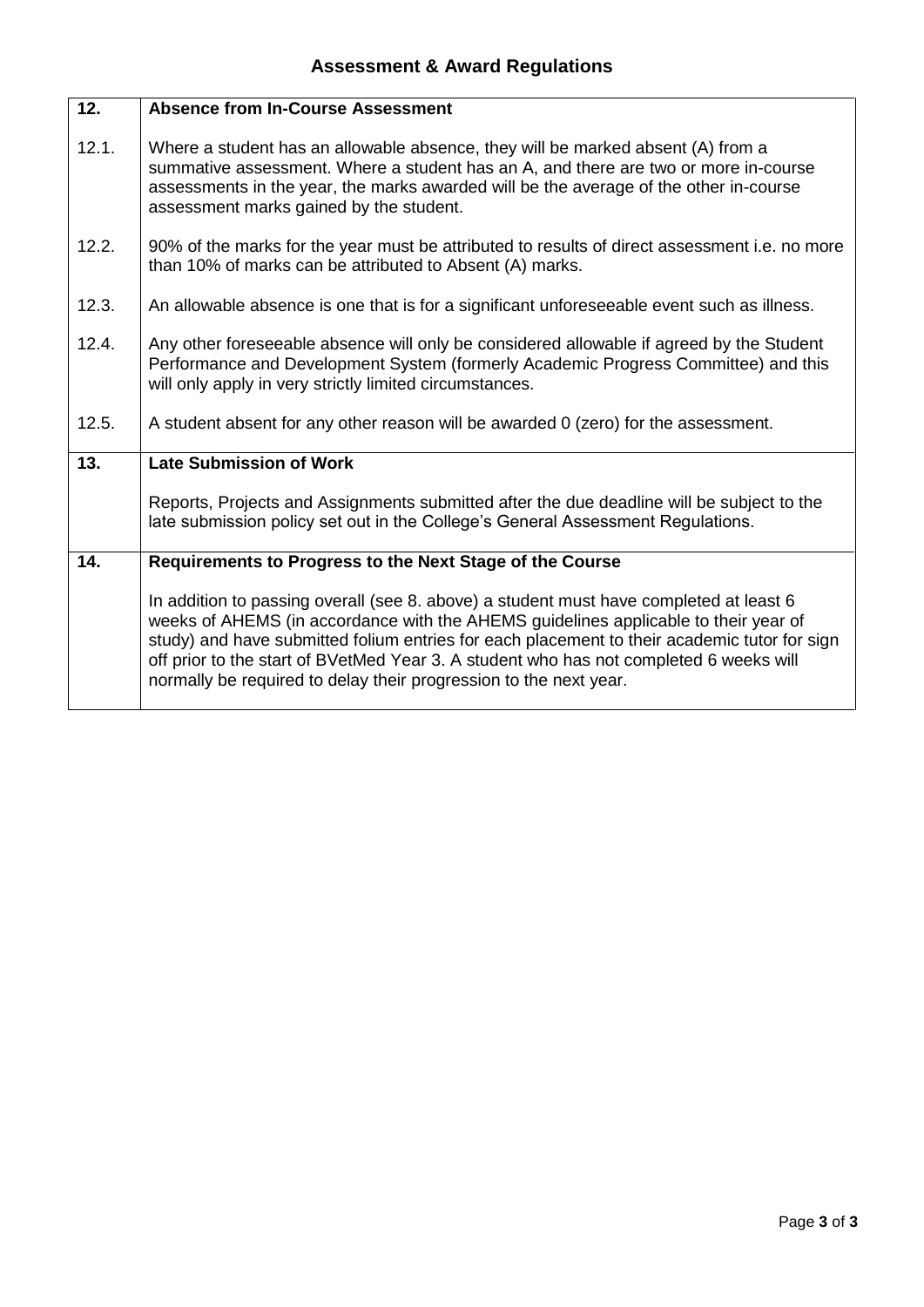## Assessment & Award Regulations

| | |
|---|---|
| **12.** | **Absence from In-Course Assessment** |
| 12.1. | Where a student has an allowable absence, they will be marked absent (A) from a summative assessment. Where a student has an A, and there are two or more in-course assessments in the year, the marks awarded will be the average of the other in-course assessment marks gained by the student. |
| 12.2. | 90% of the marks for the year must be attributed to results of direct assessment i.e. no more than 10% of marks can be attributed to Absent (A) marks. |
| 12.3. | An allowable absence is one that is for a significant unforeseeable event such as illness. |
| 12.4. | Any other foreseeable absence will only be considered allowable if agreed by the Student Performance and Development System (formerly Academic Progress Committee) and this will only apply in very strictly limited circumstances. |
| 12.5. | A student absent for any other reason will be awarded 0 (zero) for the assessment. |
| **13.** | **Late Submission of Work**<br><br>Reports, Projects and Assignments submitted after the due deadline will be subject to the late submission policy set out in the College's General Assessment Regulations. |
| **14.** | **Requirements to Progress to the Next Stage of the Course**<br><br>In addition to passing overall (see 8. above) a student must have completed at least 6 weeks of AHEMS (in accordance with the AHEMS guidelines applicable to their year of study) and have submitted folium entries for each placement to their academic tutor for sign off prior to the start of BVetMed Year 3. A student who has not completed 6 weeks will normally be required to delay their progression to the next year. |